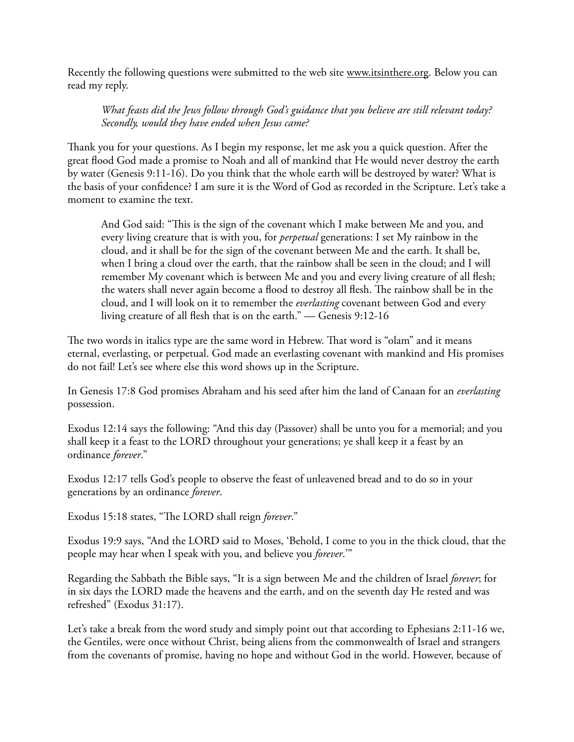Recently the following questions were submitted to the web site www.itsinthere.org. Below you can read my reply.

> *What feasts did the Jews follow through God's guidance that you believe are still relevant today? Secondly, would they have ended when Jesus came?*

Thank you for your questions. As I begin my response, let me ask you a quick question. After the great flood God made a promise to Noah and all of mankind that He would never destroy the earth by water (Genesis 9:11-16). Do you think that the whole earth will be destroyed by water? What is the basis of your confidence? I am sure it is the Word of God as recorded in the Scripture. Let's take a moment to examine the text.

> And God said: "This is the sign of the covenant which I make between Me and you, and every living creature that is with you, for *perpetual* generations: I set My rainbow in the cloud, and it shall be for the sign of the covenant between Me and the earth. It shall be, when I bring a cloud over the earth, that the rainbow shall be seen in the cloud; and I will remember My covenant which is between Me and you and every living creature of all flesh; the waters shall never again become a flood to destroy all flesh. The rainbow shall be in the cloud, and I will look on it to remember the *everlasting* covenant between God and every living creature of all flesh that is on the earth." — Genesis 9:12-16

The two words in italics type are the same word in Hebrew. That word is "olam" and it means eternal, everlasting, or perpetual. God made an everlasting covenant with mankind and His promises do not fail! Let's see where else this word shows up in the Scripture.

In Genesis 17:8 God promises Abraham and his seed after him the land of Canaan for an *everlasting* possession.

Exodus 12:14 says the following: "And this day (Passover) shall be unto you for a memorial; and you shall keep it a feast to the LORD throughout your generations; ye shall keep it a feast by an ordinance *forever*."

Exodus 12:17 tells God's people to observe the feast of unleavened bread and to do so in your generations by an ordinance *forever*.

Exodus 15:18 states, "The LORD shall reign *forever*."

Exodus 19:9 says, "And the LORD said to Moses, 'Behold, I come to you in the thick cloud, that the people may hear when I speak with you, and believe you *forever*.'"

Regarding the Sabbath the Bible says, "It is a sign between Me and the children of Israel *forever*; for in six days the LORD made the heavens and the earth, and on the seventh day He rested and was refreshed" (Exodus 31:17).

Let's take a break from the word study and simply point out that according to Ephesians 2:11-16 we, the Gentiles, were once without Christ, being aliens from the commonwealth of Israel and strangers from the covenants of promise, having no hope and without God in the world. However, because of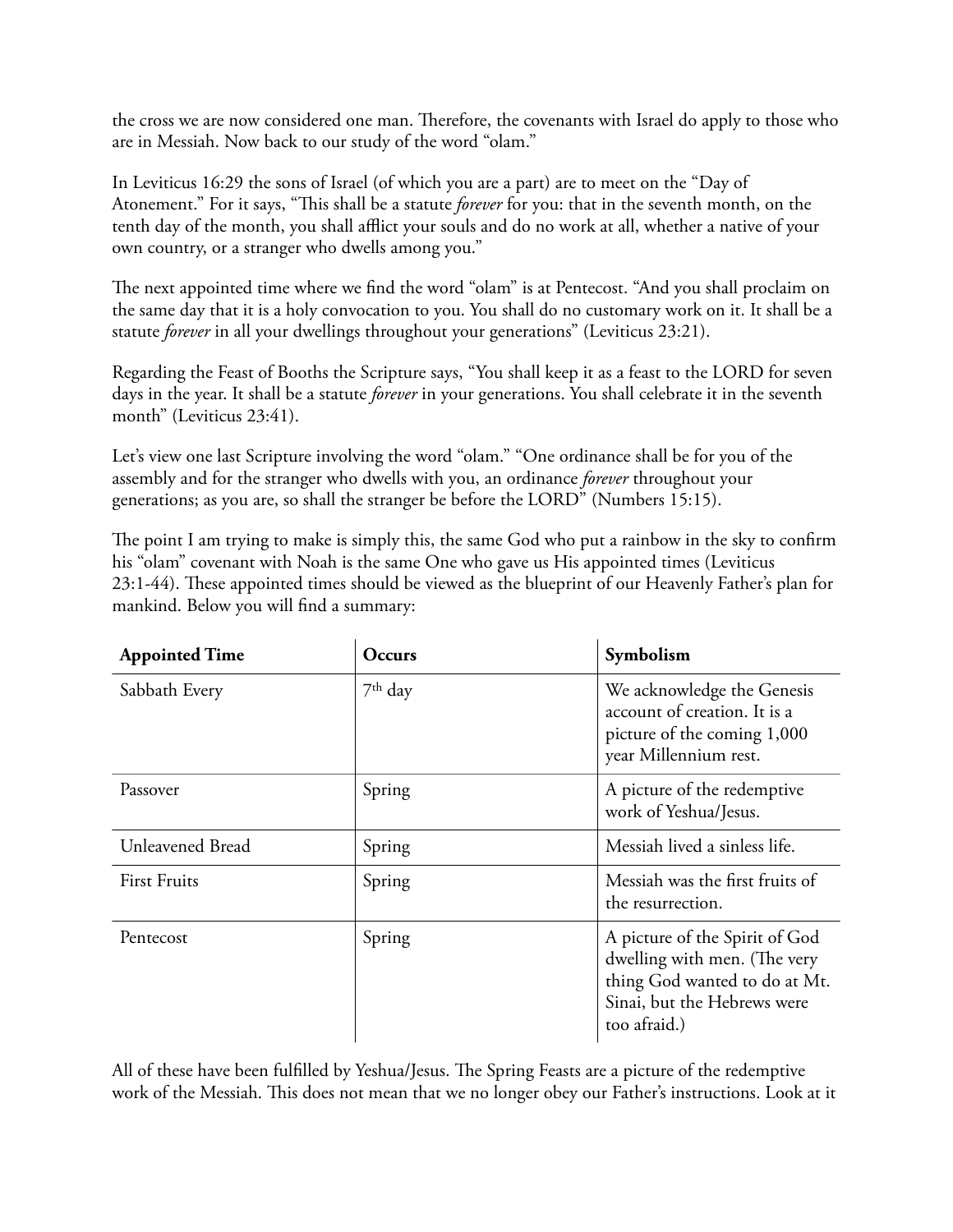the cross we are now considered one man. Therefore, the covenants with Israel do apply to those who are in Messiah. Now back to our study of the word "olam."

In Leviticus 16:29 the sons of Israel (of which you are a part) are to meet on the "Day of Atonement." For it says, "This shall be a statute *forever* for you: that in the seventh month, on the tenth day of the month, you shall afflict your souls and do no work at all, whether a native of your own country, or a stranger who dwells among you."

The next appointed time where we find the word "olam" is at Pentecost. "And you shall proclaim on the same day that it is a holy convocation to you. You shall do no customary work on it. It shall be a statute *forever* in all your dwellings throughout your generations" (Leviticus 23:21).

Regarding the Feast of Booths the Scripture says, "You shall keep it as a feast to the LORD for seven days in the year. It shall be a statute *forever* in your generations. You shall celebrate it in the seventh month" (Leviticus 23:41).

Let's view one last Scripture involving the word "olam." "One ordinance shall be for you of the assembly and for the stranger who dwells with you, an ordinance *forever* throughout your generations; as you are, so shall the stranger be before the LORD" (Numbers 15:15).

The point I am trying to make is simply this, the same God who put a rainbow in the sky to confirm his "olam" covenant with Noah is the same One who gave us His appointed times (Leviticus 23:1-44). These appointed times should be viewed as the blueprint of our Heavenly Father's plan for mankind. Below you will find a summary:

| **Appointed Time** | **Occurs** | **Symbolism** |
|---|---|---|
| Sabbath Every | 7th day | We acknowledge the Genesis account of creation. It is a picture of the coming 1,000 year Millennium rest. |
| Passover | Spring | A picture of the redemptive work of Yeshua/Jesus. |
| Unleavened Bread | Spring | Messiah lived a sinless life. |
| First Fruits | Spring | Messiah was the first fruits of the resurrection. |
| Pentecost | Spring | A picture of the Spirit of God dwelling with men. (The very thing God wanted to do at Mt. Sinai, but the Hebrews were too afraid.) |

All of these have been fulfilled by Yeshua/Jesus. The Spring Feasts are a picture of the redemptive work of the Messiah. This does not mean that we no longer obey our Father's instructions. Look at it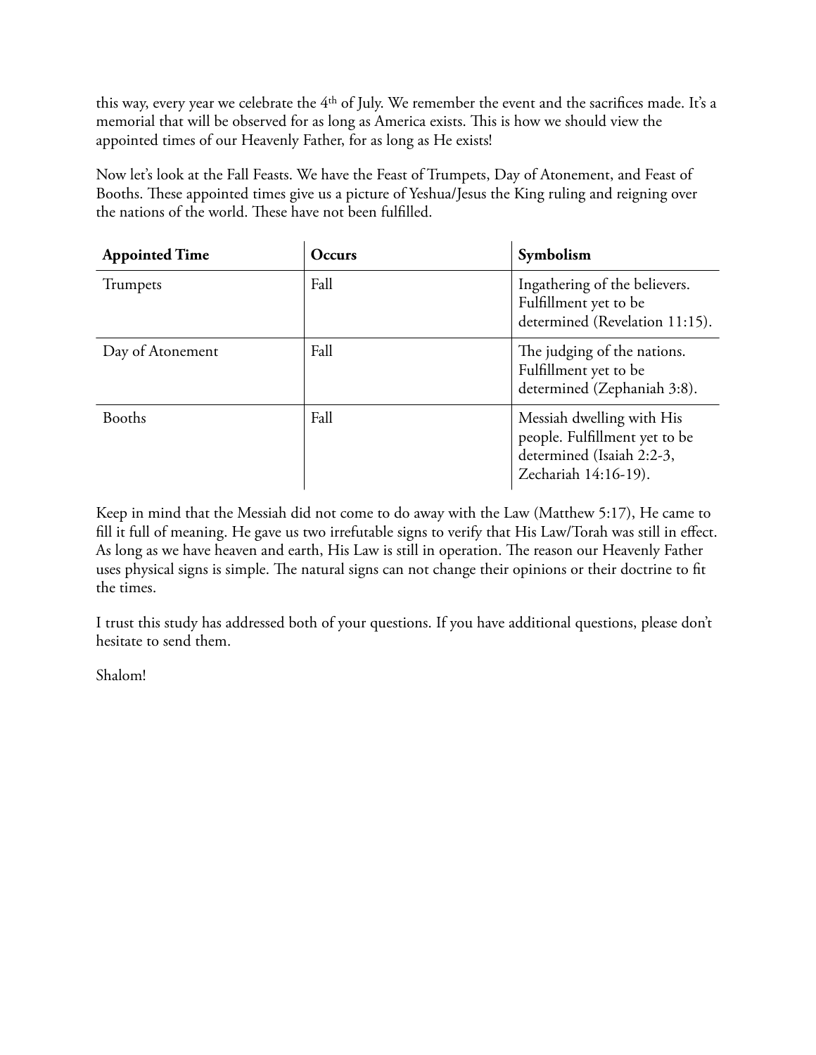this way, every year we celebrate the 4th of July. We remember the event and the sacrifices made. It's a memorial that will be observed for as long as America exists. This is how we should view the appointed times of our Heavenly Father, for as long as He exists!

Now let's look at the Fall Feasts. We have the Feast of Trumpets, Day of Atonement, and Feast of Booths. These appointed times give us a picture of Yeshua/Jesus the King ruling and reigning over the nations of the world. These have not been fulfilled.

| **Appointed Time** | **Occurs** | **Symbolism** |
|---|---|---|
| Trumpets | Fall | Ingathering of the believers. Fulfillment yet to be determined (Revelation 11:15). |
| Day of Atonement | Fall | The judging of the nations. Fulfillment yet to be determined (Zephaniah 3:8). |
| Booths | Fall | Messiah dwelling with His people. Fulfillment yet to be determined (Isaiah 2:2-3, Zechariah 14:16-19). |

Keep in mind that the Messiah did not come to do away with the Law (Matthew 5:17), He came to fill it full of meaning. He gave us two irrefutable signs to verify that His Law/Torah was still in effect. As long as we have heaven and earth, His Law is still in operation. The reason our Heavenly Father uses physical signs is simple. The natural signs can not change their opinions or their doctrine to fit the times.

I trust this study has addressed both of your questions. If you have additional questions, please don't hesitate to send them.

Shalom!